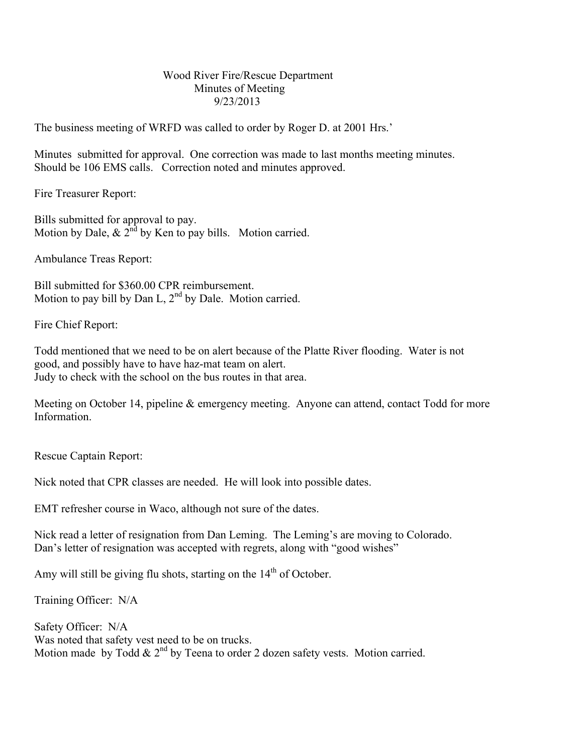# Wood River Fire/Rescue Department
## Minutes of Meeting
## 9/23/2013

The business meeting of WRFD was called to order by Roger D. at 2001 Hrs.'

Minutes submitted for approval. One correction was made to last months meeting minutes. Should be 106 EMS calls. Correction noted and minutes approved.

Fire Treasurer Report:

Bills submitted for approval to pay.
Motion by Dale, & 2nd by Ken to pay bills. Motion carried.

Ambulance Treas Report:

Bill submitted for $360.00 CPR reimbursement.
Motion to pay bill by Dan L, 2nd by Dale. Motion carried.

Fire Chief Report:

Todd mentioned that we need to be on alert because of the Platte River flooding. Water is not good, and possibly have to have haz-mat team on alert.
Judy to check with the school on the bus routes in that area.

Meeting on October 14, pipeline & emergency meeting. Anyone can attend, contact Todd for more Information.

Rescue Captain Report:

Nick noted that CPR classes are needed. He will look into possible dates.

EMT refresher course in Waco, although not sure of the dates.

Nick read a letter of resignation from Dan Leming. The Leming's are moving to Colorado. Dan's letter of resignation was accepted with regrets, along with "good wishes"

Amy will still be giving flu shots, starting on the 14th of October.

Training Officer: N/A

Safety Officer: N/A
Was noted that safety vest need to be on trucks.
Motion made by Todd & 2nd by Teena to order 2 dozen safety vests. Motion carried.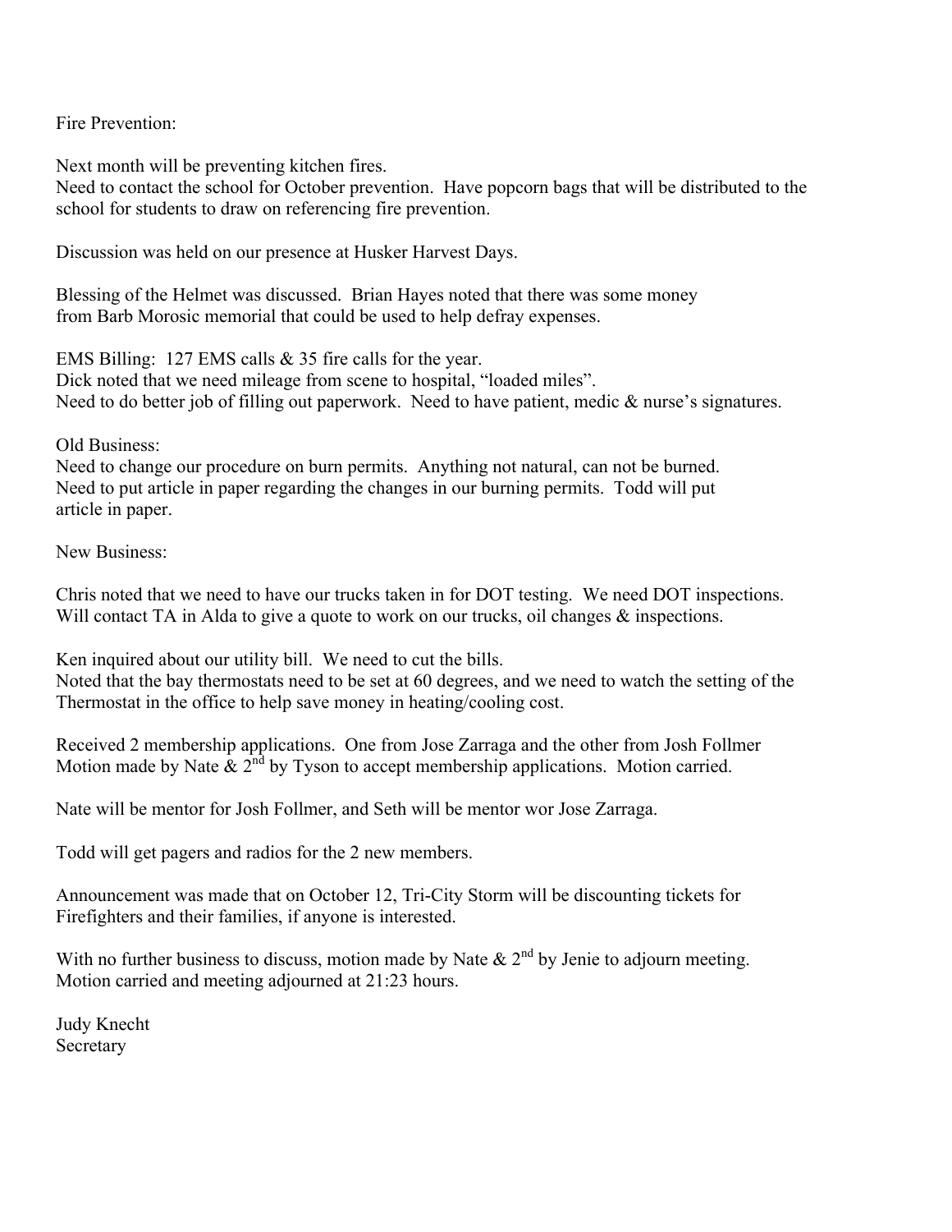Fire Prevention:

Next month will be preventing kitchen fires.
Need to contact the school for October prevention. Have popcorn bags that will be distributed to the school for students to draw on referencing fire prevention.

Discussion was held on our presence at Husker Harvest Days.

Blessing of the Helmet was discussed. Brian Hayes noted that there was some money from Barb Morosic memorial that could be used to help defray expenses.

EMS Billing: 127 EMS calls & 35 fire calls for the year.
Dick noted that we need mileage from scene to hospital, "loaded miles".
Need to do better job of filling out paperwork. Need to have patient, medic & nurse's signatures.

Old Business:
Need to change our procedure on burn permits. Anything not natural, can not be burned.
Need to put article in paper regarding the changes in our burning permits. Todd will put article in paper.

New Business:

Chris noted that we need to have our trucks taken in for DOT testing. We need DOT inspections.
Will contact TA in Alda to give a quote to work on our trucks, oil changes & inspections.

Ken inquired about our utility bill. We need to cut the bills.
Noted that the bay thermostats need to be set at 60 degrees, and we need to watch the setting of the Thermostat in the office to help save money in heating/cooling cost.

Received 2 membership applications. One from Jose Zarraga and the other from Josh Follmer
Motion made by Nate & 2nd by Tyson to accept membership applications. Motion carried.

Nate will be mentor for Josh Follmer, and Seth will be mentor wor Jose Zarraga.

Todd will get pagers and radios for the 2 new members.

Announcement was made that on October 12, Tri-City Storm will be discounting tickets for Firefighters and their families, if anyone is interested.

With no further business to discuss, motion made by Nate & 2nd by Jenie to adjourn meeting.
Motion carried and meeting adjourned at 21:23 hours.

Judy Knecht
Secretary